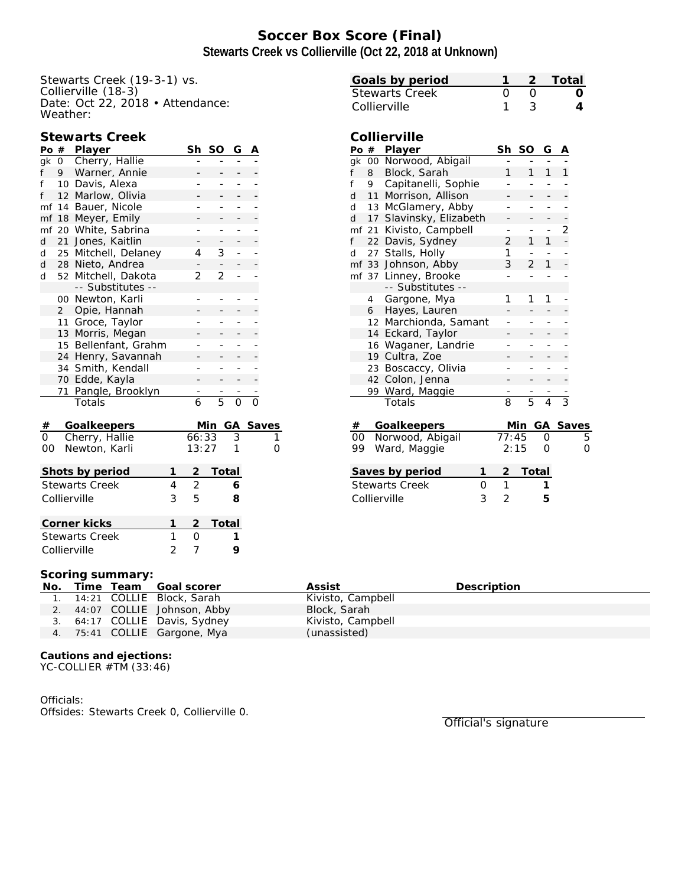# Soccer Box Score (Final)

## Stewarts Creek vs Collierville (Oct 22, 2018 at Unknown)

Stewarts Creek (19-3-1) vs. Collierville (18-3)
Date: Oct 22, 2018 • Attendance:
Weather:

| Goals by period | 1 | 2 | Total |
|---|---|---|---|
| Stewarts Creek | 0 | 0 | **0** |
| Collierville | 1 | 3 | **4** |

### Stewarts Creek

| Po | # | Player | Sh | SO | G | A |
|---|---|---|---|---|---|---|
| gk | 0 | Cherry, Hallie | - | - | - | - |
| f | 9 | Warner, Annie | - | - | - | - |
| f | 10 | Davis, Alexa | - | - | - | - |
| f | 12 | Marlow, Olivia | - | - | - | - |
| mf | 14 | Bauer, Nicole | - | - | - | - |
| mf | 18 | Meyer, Emily | - | - | - | - |
| mf | 20 | White, Sabrina | - | - | - | - |
| d | 21 | Jones, Kaitlin | - | - | - | - |
| d | 25 | Mitchell, Delaney | 4 | 3 | - | - |
| d | 28 | Nieto, Andrea | - | - | - | - |
| d | 52 | Mitchell, Dakota | 2 | 2 | - | - |
| | | -- Substitutes -- | | | | |
| | 00 | Newton, Karli | - | - | - | - |
| | 2 | Opie, Hannah | - | - | - | - |
| | 11 | Groce, Taylor | - | - | - | - |
| | 13 | Morris, Megan | - | - | - | - |
| | 15 | Bellenfant, Grahm | - | - | - | - |
| | 24 | Henry, Savannah | - | - | - | - |
| | 34 | Smith, Kendall | - | - | - | - |
| | 70 | Edde, Kayla | - | - | - | - |
| | 71 | Pangle, Brooklyn | - | - | - | - |
| | | Totals | 6 | 5 | 0 | 0 |

| # | Goalkeepers | Min | GA | Saves |
|---|---|---|---|---|
| 0 | Cherry, Hallie | 66:33 | 3 | 1 |
| 00 | Newton, Karli | 13:27 | 1 | 0 |

| Shots by period | 1 | 2 | Total |
|---|---|---|---|
| Stewarts Creek | 4 | 2 | **6** |
| Collierville | 3 | 5 | **8** |

| Corner kicks | 1 | 2 | Total |
|---|---|---|---|
| Stewarts Creek | 1 | 0 | **1** |
| Collierville | 2 | 7 | **9** |

### Collierville

| Po | # | Player | Sh | SO | G | A |
|---|---|---|---|---|---|---|
| gk | 00 | Norwood, Abigail | - | - | - | - |
| f | 8 | Block, Sarah | 1 | 1 | 1 | 1 |
| f | 9 | Capitanelli, Sophie | - | - | - | - |
| d | 11 | Morrison, Allison | - | - | - | - |
| d | 13 | McGlamery, Abby | - | - | - | - |
| d | 17 | Slavinsky, Elizabeth | - | - | - | - |
| mf | 21 | Kivisto, Campbell | - | - | - | 2 |
| f | 22 | Davis, Sydney | 2 | 1 | 1 | - |
| d | 27 | Stalls, Holly | 1 | - | - | - |
| mf | 33 | Johnson, Abby | 3 | 2 | 1 | - |
| mf | 37 | Linney, Brooke | - | - | - | - |
| | | -- Substitutes -- | | | | |
| | 4 | Gargone, Mya | 1 | 1 | 1 | - |
| | 6 | Hayes, Lauren | - | - | - | - |
| | 12 | Marchionda, Samant | - | - | - | - |
| | 14 | Eckard, Taylor | - | - | - | - |
| | 16 | Waganer, Landrie | - | - | - | - |
| | 19 | Cultra, Zoe | - | - | - | - |
| | 23 | Boscaccy, Olivia | - | - | - | - |
| | 42 | Colon, Jenna | - | - | - | - |
| | 99 | Ward, Maggie | - | - | - | - |
| | | Totals | 8 | 5 | 4 | 3 |

| # | Goalkeepers | Min | GA | Saves |
|---|---|---|---|---|
| 00 | Norwood, Abigail | 77:45 | 0 | 5 |
| 99 | Ward, Maggie | 2:15 | 0 | 0 |

| Saves by period | 1 | 2 | Total |
|---|---|---|---|
| Stewarts Creek | 0 | 1 | **1** |
| Collierville | 3 | 2 | **5** |

### Scoring summary:

| No. | Time | Team | Goal scorer | Assist | Description |
|---|---|---|---|---|---|
| 1. | 14:21 | COLLIE | Block, Sarah | Kivisto, Campbell | |
| 2. | 44:07 | COLLIE | Johnson, Abby | Block, Sarah | |
| 3. | 64:17 | COLLIE | Davis, Sydney | Kivisto, Campbell | |
| 4. | 75:41 | COLLIE | Gargone, Mya | (unassisted) | |

**Cautions and ejections:**
YC-COLLIER #TM (33:46)

Officials:
Offsides: Stewarts Creek 0, Collierville 0.

Official's signature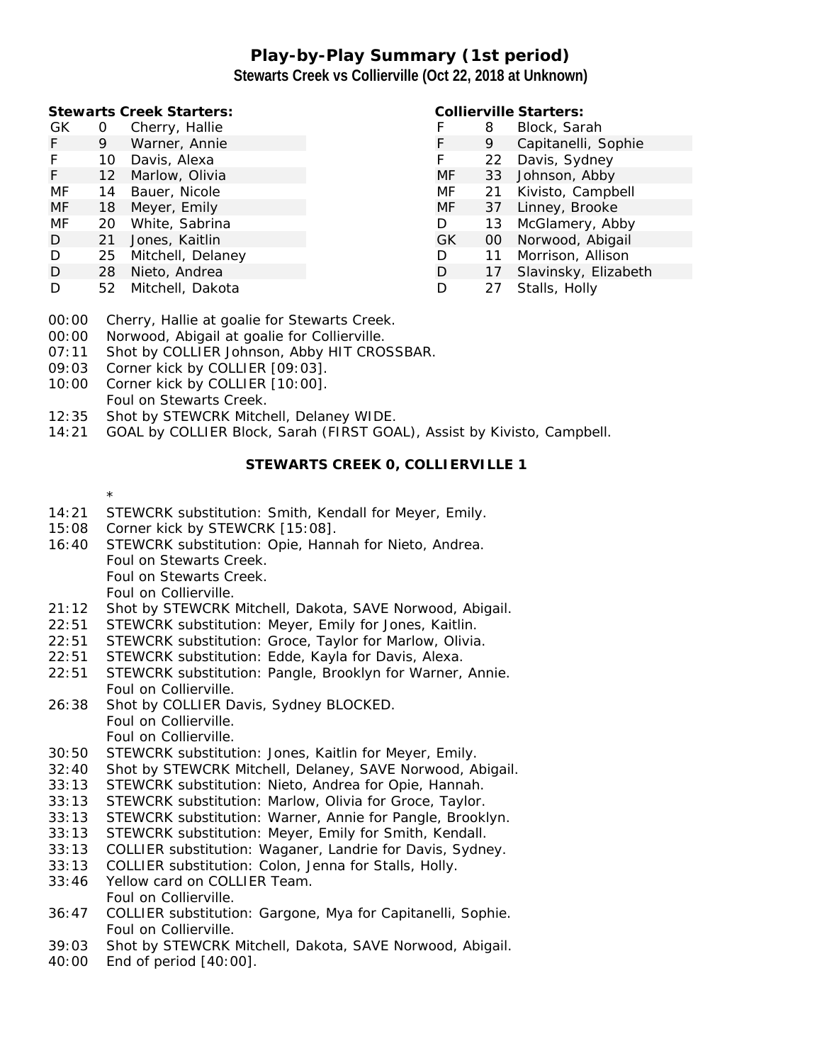# Play-by-Play Summary (1st period)

**Stewarts Creek vs Collierville (Oct 22, 2018 at Unknown)**

**Stewarts Creek Starters:**

| | | |
|---|---|---|
| GK | 0 | Cherry, Hallie |
| F | 9 | Warner, Annie |
| F | 10 | Davis, Alexa |
| F | 12 | Marlow, Olivia |
| MF | 14 | Bauer, Nicole |
| MF | 18 | Meyer, Emily |
| MF | 20 | White, Sabrina |
| D | 21 | Jones, Kaitlin |
| D | 25 | Mitchell, Delaney |
| D | 28 | Nieto, Andrea |
| D | 52 | Mitchell, Dakota |

**Collierville Starters:**

| | | |
|---|---|---|
| F | 8 | Block, Sarah |
| F | 9 | Capitanelli, Sophie |
| F | 22 | Davis, Sydney |
| MF | 33 | Johnson, Abby |
| MF | 21 | Kivisto, Campbell |
| MF | 37 | Linney, Brooke |
| D | 13 | McGlamery, Abby |
| GK | 00 | Norwood, Abigail |
| D | 11 | Morrison, Allison |
| D | 17 | Slavinsky, Elizabeth |
| D | 27 | Stalls, Holly |

00:00 Cherry, Hallie at goalie for Stewarts Creek.
00:00 Norwood, Abigail at goalie for Collierville.
07:11 Shot by COLLIER Johnson, Abby HIT CROSSBAR.
09:03 Corner kick by COLLIER [09:03].
10:00 Corner kick by COLLIER [10:00].
Foul on Stewarts Creek.
12:35 Shot by STEWCRK Mitchell, Delaney WIDE.
14:21 GOAL by COLLIER Block, Sarah (FIRST GOAL), Assist by Kivisto, Campbell.

**STEWARTS CREEK 0, COLLIERVILLE 1**

*
14:21 STEWCRK substitution: Smith, Kendall for Meyer, Emily.
15:08 Corner kick by STEWCRK [15:08].
16:40 STEWCRK substitution: Opie, Hannah for Nieto, Andrea.
Foul on Stewarts Creek.
Foul on Stewarts Creek.
Foul on Collierville.
21:12 Shot by STEWCRK Mitchell, Dakota, SAVE Norwood, Abigail.
22:51 STEWCRK substitution: Meyer, Emily for Jones, Kaitlin.
22:51 STEWCRK substitution: Groce, Taylor for Marlow, Olivia.
22:51 STEWCRK substitution: Edde, Kayla for Davis, Alexa.
22:51 STEWCRK substitution: Pangle, Brooklyn for Warner, Annie.
Foul on Collierville.
26:38 Shot by COLLIER Davis, Sydney BLOCKED.
Foul on Collierville.
Foul on Collierville.
30:50 STEWCRK substitution: Jones, Kaitlin for Meyer, Emily.
32:40 Shot by STEWCRK Mitchell, Delaney, SAVE Norwood, Abigail.
33:13 STEWCRK substitution: Nieto, Andrea for Opie, Hannah.
33:13 STEWCRK substitution: Marlow, Olivia for Groce, Taylor.
33:13 STEWCRK substitution: Warner, Annie for Pangle, Brooklyn.
33:13 STEWCRK substitution: Meyer, Emily for Smith, Kendall.
33:13 COLLIER substitution: Waganer, Landrie for Davis, Sydney.
33:13 COLLIER substitution: Colon, Jenna for Stalls, Holly.
33:46 Yellow card on COLLIER Team.
Foul on Collierville.
36:47 COLLIER substitution: Gargone, Mya for Capitanelli, Sophie.
Foul on Collierville.
39:03 Shot by STEWCRK Mitchell, Dakota, SAVE Norwood, Abigail.
40:00 End of period [40:00].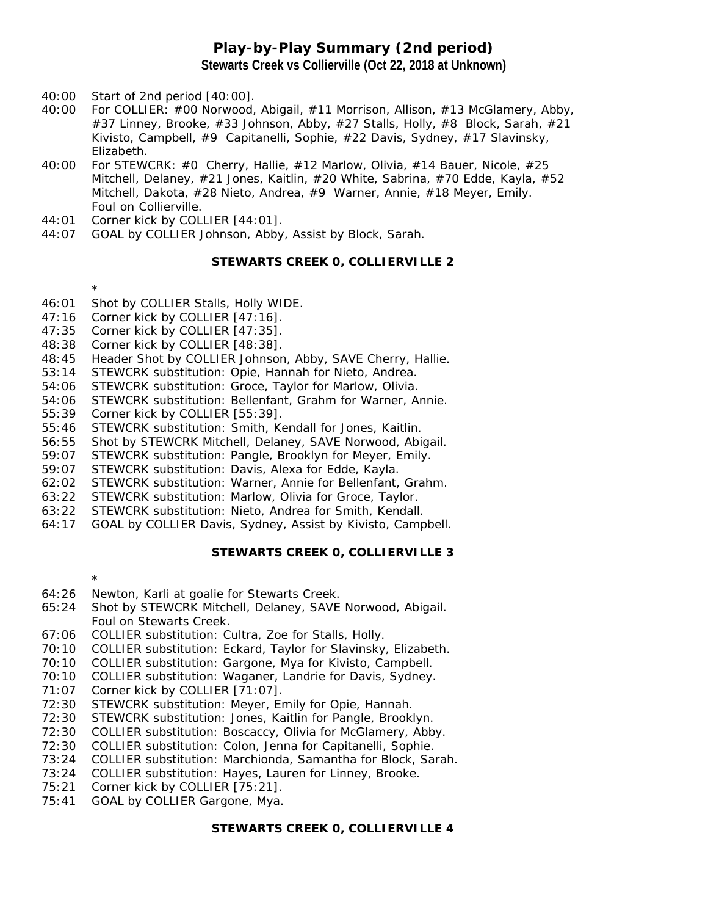# Play-by-Play Summary (2nd period)

**Stewarts Creek vs Collierville (Oct 22, 2018 at Unknown)**

40:00 Start of 2nd period [40:00].
40:00 For COLLIER: #00 Norwood, Abigail, #11 Morrison, Allison, #13 McGlamery, Abby, #37 Linney, Brooke, #33 Johnson, Abby, #27 Stalls, Holly, #8 Block, Sarah, #21 Kivisto, Campbell, #9 Capitanelli, Sophie, #22 Davis, Sydney, #17 Slavinsky, Elizabeth.
40:00 For STEWCRK: #0 Cherry, Hallie, #12 Marlow, Olivia, #14 Bauer, Nicole, #25 Mitchell, Delaney, #21 Jones, Kaitlin, #20 White, Sabrina, #70 Edde, Kayla, #52 Mitchell, Dakota, #28 Nieto, Andrea, #9 Warner, Annie, #18 Meyer, Emily.
Foul on Collierville.
44:01 Corner kick by COLLIER [44:01].
44:07 GOAL by COLLIER Johnson, Abby, Assist by Block, Sarah.

**STEWARTS CREEK 0, COLLIERVILLE 2**

*

46:01 Shot by COLLIER Stalls, Holly WIDE.
47:16 Corner kick by COLLIER [47:16].
47:35 Corner kick by COLLIER [47:35].
48:38 Corner kick by COLLIER [48:38].
48:45 Header Shot by COLLIER Johnson, Abby, SAVE Cherry, Hallie.
53:14 STEWCRK substitution: Opie, Hannah for Nieto, Andrea.
54:06 STEWCRK substitution: Groce, Taylor for Marlow, Olivia.
54:06 STEWCRK substitution: Bellenfant, Grahm for Warner, Annie.
55:39 Corner kick by COLLIER [55:39].
55:46 STEWCRK substitution: Smith, Kendall for Jones, Kaitlin.
56:55 Shot by STEWCRK Mitchell, Delaney, SAVE Norwood, Abigail.
59:07 STEWCRK substitution: Pangle, Brooklyn for Meyer, Emily.
59:07 STEWCRK substitution: Davis, Alexa for Edde, Kayla.
62:02 STEWCRK substitution: Warner, Annie for Bellenfant, Grahm.
63:22 STEWCRK substitution: Marlow, Olivia for Groce, Taylor.
63:22 STEWCRK substitution: Nieto, Andrea for Smith, Kendall.
64:17 GOAL by COLLIER Davis, Sydney, Assist by Kivisto, Campbell.

**STEWARTS CREEK 0, COLLIERVILLE 3**

*

64:26 Newton, Karli at goalie for Stewarts Creek.
65:24 Shot by STEWCRK Mitchell, Delaney, SAVE Norwood, Abigail.
Foul on Stewarts Creek.
67:06 COLLIER substitution: Cultra, Zoe for Stalls, Holly.
70:10 COLLIER substitution: Eckard, Taylor for Slavinsky, Elizabeth.
70:10 COLLIER substitution: Gargone, Mya for Kivisto, Campbell.
70:10 COLLIER substitution: Waganer, Landrie for Davis, Sydney.
71:07 Corner kick by COLLIER [71:07].
72:30 STEWCRK substitution: Meyer, Emily for Opie, Hannah.
72:30 STEWCRK substitution: Jones, Kaitlin for Pangle, Brooklyn.
72:30 COLLIER substitution: Boscaccy, Olivia for McGlamery, Abby.
72:30 COLLIER substitution: Colon, Jenna for Capitanelli, Sophie.
73:24 COLLIER substitution: Marchionda, Samantha for Block, Sarah.
73:24 COLLIER substitution: Hayes, Lauren for Linney, Brooke.
75:21 Corner kick by COLLIER [75:21].
75:41 GOAL by COLLIER Gargone, Mya.

**STEWARTS CREEK 0, COLLIERVILLE 4**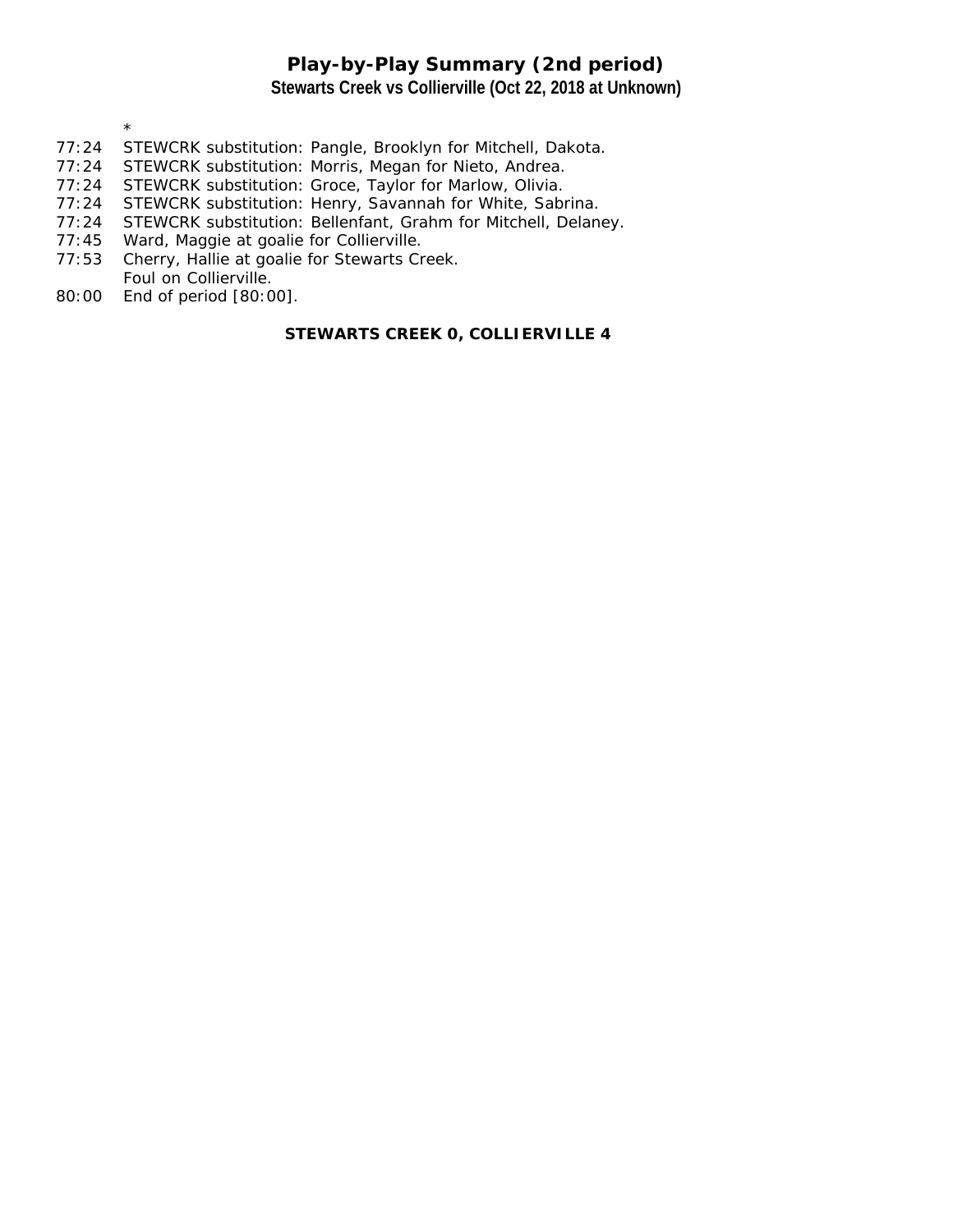# Play-by-Play Summary (2nd period)

**Stewarts Creek vs Collierville (Oct 22, 2018 at Unknown)**

*
77:24 STEWCRK substitution: Pangle, Brooklyn for Mitchell, Dakota.
77:24 STEWCRK substitution: Morris, Megan for Nieto, Andrea.
77:24 STEWCRK substitution: Groce, Taylor for Marlow, Olivia.
77:24 STEWCRK substitution: Henry, Savannah for White, Sabrina.
77:24 STEWCRK substitution: Bellenfant, Grahm for Mitchell, Delaney.
77:45 Ward, Maggie at goalie for Collierville.
77:53 Cherry, Hallie at goalie for Stewarts Creek.
Foul on Collierville.
80:00 End of period [80:00].

**STEWARTS CREEK 0, COLLIERVILLE 4**